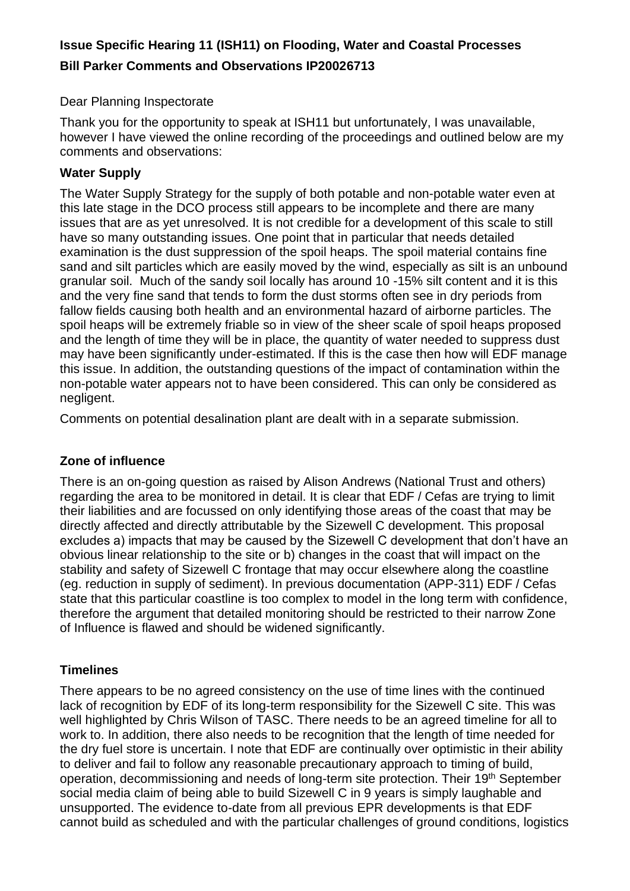**Issue Specific Hearing 11 (ISH11) on Flooding, Water and Coastal Processes**

**Bill Parker Comments and Observations IP20026713**

Dear Planning Inspectorate

Thank you for the opportunity to speak at ISH11 but unfortunately, I was unavailable, however I have viewed the online recording of the proceedings and outlined below are my comments and observations:

**Water Supply**

The Water Supply Strategy for the supply of both potable and non-potable water even at this late stage in the DCO process still appears to be incomplete and there are many issues that are as yet unresolved. It is not credible for a development of this scale to still have so many outstanding issues. One point that in particular that needs detailed examination is the dust suppression of the spoil heaps. The spoil material contains fine sand and silt particles which are easily moved by the wind, especially as silt is an unbound granular soil. Much of the sandy soil locally has around 10 -15% silt content and it is this and the very fine sand that tends to form the dust storms often see in dry periods from fallow fields causing both health and an environmental hazard of airborne particles. The spoil heaps will be extremely friable so in view of the sheer scale of spoil heaps proposed and the length of time they will be in place, the quantity of water needed to suppress dust may have been significantly under-estimated. If this is the case then how will EDF manage this issue. In addition, the outstanding questions of the impact of contamination within the non-potable water appears not to have been considered. This can only be considered as negligent.

Comments on potential desalination plant are dealt with in a separate submission.

**Zone of influence**

There is an on-going question as raised by Alison Andrews (National Trust and others) regarding the area to be monitored in detail. It is clear that EDF / Cefas are trying to limit their liabilities and are focussed on only identifying those areas of the coast that may be directly affected and directly attributable by the Sizewell C development. This proposal excludes a) impacts that may be caused by the Sizewell C development that don't have an obvious linear relationship to the site or b) changes in the coast that will impact on the stability and safety of Sizewell C frontage that may occur elsewhere along the coastline (eg. reduction in supply of sediment). In previous documentation (APP-311) EDF / Cefas state that this particular coastline is too complex to model in the long term with confidence, therefore the argument that detailed monitoring should be restricted to their narrow Zone of Influence is flawed and should be widened significantly.

**Timelines**

There appears to be no agreed consistency on the use of time lines with the continued lack of recognition by EDF of its long-term responsibility for the Sizewell C site. This was well highlighted by Chris Wilson of TASC. There needs to be an agreed timeline for all to work to. In addition, there also needs to be recognition that the length of time needed for the dry fuel store is uncertain. I note that EDF are continually over optimistic in their ability to deliver and fail to follow any reasonable precautionary approach to timing of build, operation, decommissioning and needs of long-term site protection. Their 19th September social media claim of being able to build Sizewell C in 9 years is simply laughable and unsupported. The evidence to-date from all previous EPR developments is that EDF cannot build as scheduled and with the particular challenges of ground conditions, logistics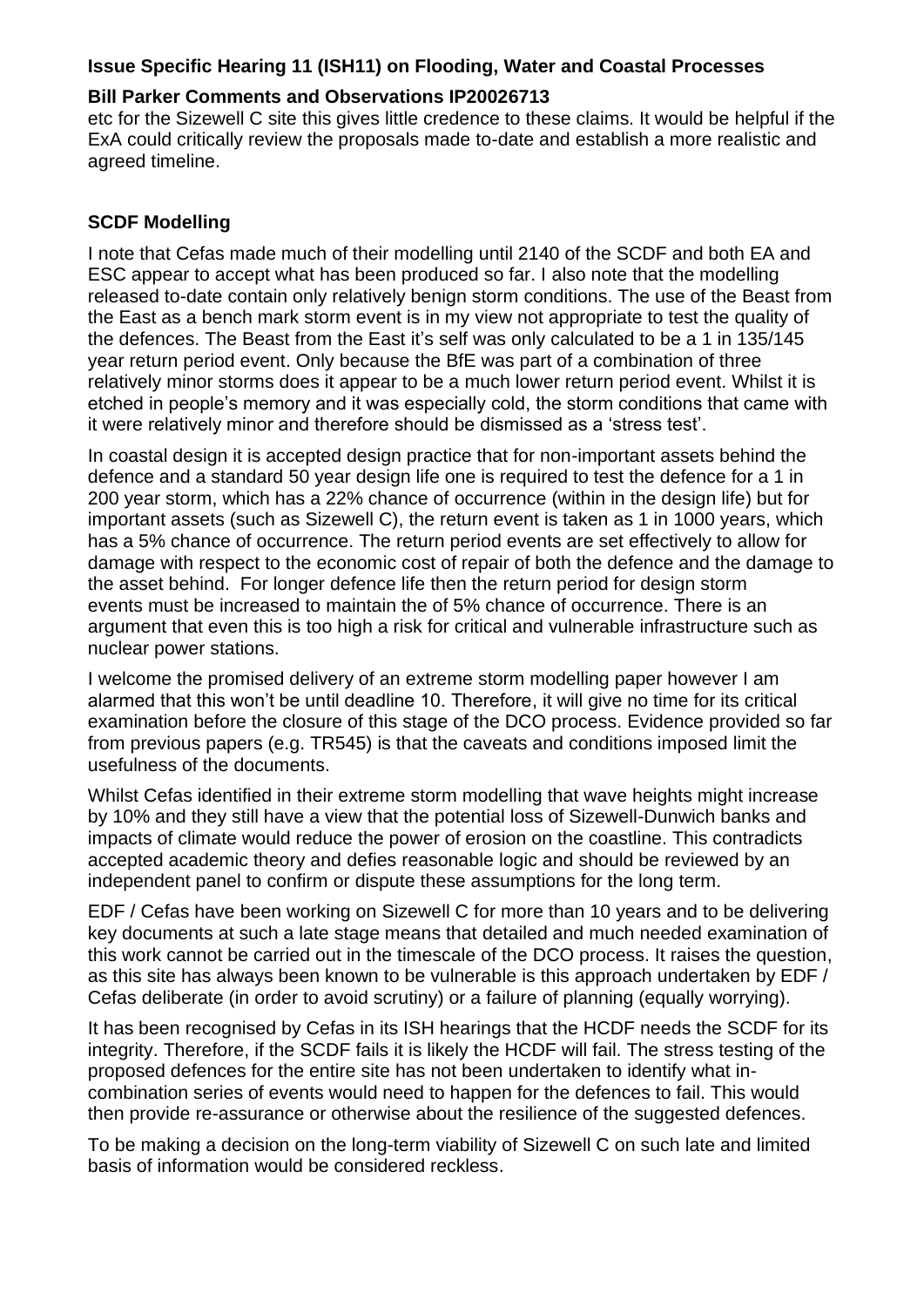etc for the Sizewell C site this gives little credence to these claims. It would be helpful if the ExA could critically review the proposals made to-date and establish a more realistic and agreed timeline.

**SCDF Modelling**

I note that Cefas made much of their modelling until 2140 of the SCDF and both EA and ESC appear to accept what has been produced so far. I also note that the modelling released to-date contain only relatively benign storm conditions. The use of the Beast from the East as a bench mark storm event is in my view not appropriate to test the quality of the defences. The Beast from the East it's self was only calculated to be a 1 in 135/145 year return period event. Only because the BfE was part of a combination of three relatively minor storms does it appear to be a much lower return period event. Whilst it is etched in people's memory and it was especially cold, the storm conditions that came with it were relatively minor and therefore should be dismissed as a 'stress test'.

In coastal design it is accepted design practice that for non-important assets behind the defence and a standard 50 year design life one is required to test the defence for a 1 in 200 year storm, which has a 22% chance of occurrence (within in the design life) but for important assets (such as Sizewell C), the return event is taken as 1 in 1000 years, which has a 5% chance of occurrence. The return period events are set effectively to allow for damage with respect to the economic cost of repair of both the defence and the damage to the asset behind. For longer defence life then the return period for design storm events must be increased to maintain the of 5% chance of occurrence. There is an argument that even this is too high a risk for critical and vulnerable infrastructure such as nuclear power stations.

I welcome the promised delivery of an extreme storm modelling paper however I am alarmed that this won't be until deadline 10. Therefore, it will give no time for its critical examination before the closure of this stage of the DCO process. Evidence provided so far from previous papers (e.g. TR545) is that the caveats and conditions imposed limit the usefulness of the documents.

Whilst Cefas identified in their extreme storm modelling that wave heights might increase by 10% and they still have a view that the potential loss of Sizewell-Dunwich banks and impacts of climate would reduce the power of erosion on the coastline. This contradicts accepted academic theory and defies reasonable logic and should be reviewed by an independent panel to confirm or dispute these assumptions for the long term.

EDF / Cefas have been working on Sizewell C for more than 10 years and to be delivering key documents at such a late stage means that detailed and much needed examination of this work cannot be carried out in the timescale of the DCO process. It raises the question, as this site has always been known to be vulnerable is this approach undertaken by EDF / Cefas deliberate (in order to avoid scrutiny) or a failure of planning (equally worrying).

It has been recognised by Cefas in its ISH hearings that the HCDF needs the SCDF for its integrity. Therefore, if the SCDF fails it is likely the HCDF will fail. The stress testing of the proposed defences for the entire site has not been undertaken to identify what in-combination series of events would need to happen for the defences to fail. This would then provide re-assurance or otherwise about the resilience of the suggested defences.

To be making a decision on the long-term viability of Sizewell C on such late and limited basis of information would be considered reckless.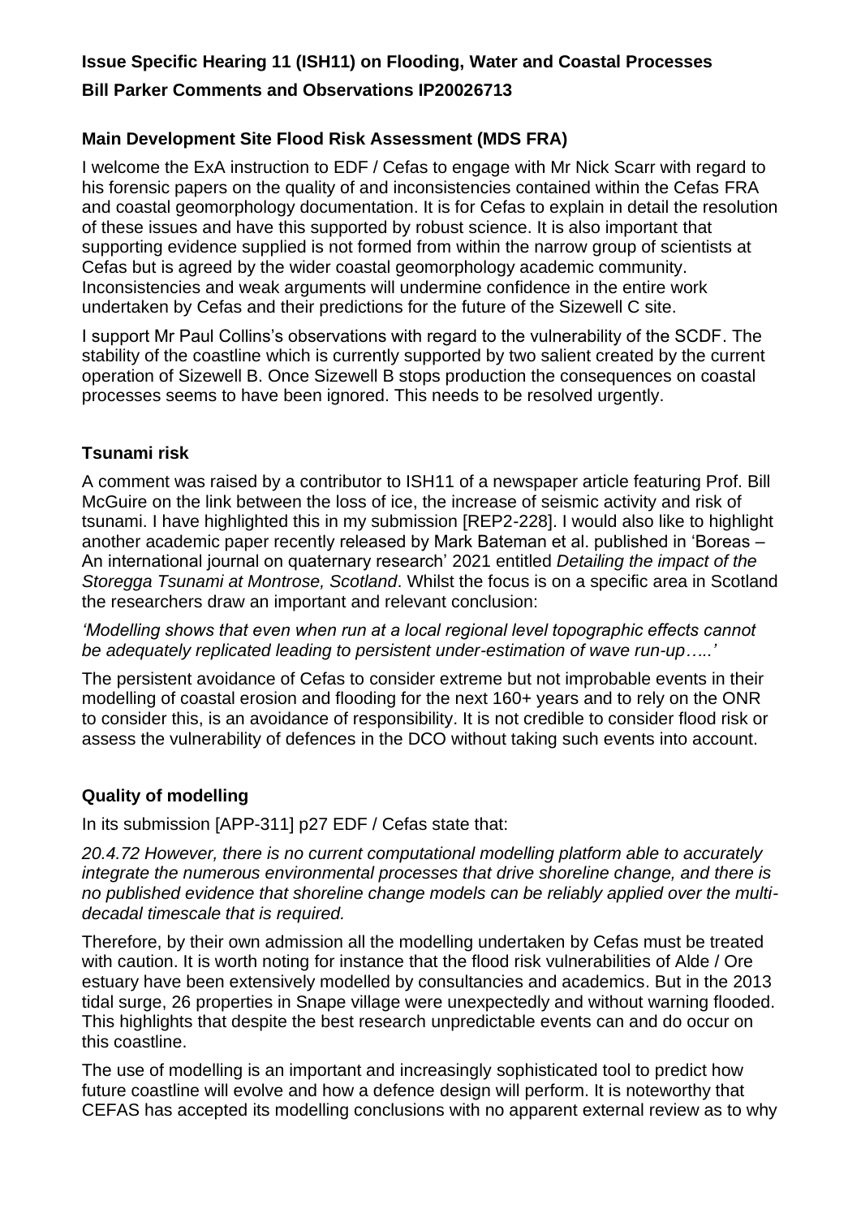**Issue Specific Hearing 11 (ISH11) on Flooding, Water and Coastal Processes**

**Bill Parker Comments and Observations IP20026713**

### Main Development Site Flood Risk Assessment (MDS FRA)

I welcome the ExA instruction to EDF / Cefas to engage with Mr Nick Scarr with regard to his forensic papers on the quality of and inconsistencies contained within the Cefas FRA and coastal geomorphology documentation. It is for Cefas to explain in detail the resolution of these issues and have this supported by robust science. It is also important that supporting evidence supplied is not formed from within the narrow group of scientists at Cefas but is agreed by the wider coastal geomorphology academic community. Inconsistencies and weak arguments will undermine confidence in the entire work undertaken by Cefas and their predictions for the future of the Sizewell C site.

I support Mr Paul Collins's observations with regard to the vulnerability of the SCDF. The stability of the coastline which is currently supported by two salient created by the current operation of Sizewell B. Once Sizewell B stops production the consequences on coastal processes seems to have been ignored. This needs to be resolved urgently.

### Tsunami risk

A comment was raised by a contributor to ISH11 of a newspaper article featuring Prof. Bill McGuire on the link between the loss of ice, the increase of seismic activity and risk of tsunami. I have highlighted this in my submission [REP2-228]. I would also like to highlight another academic paper recently released by Mark Bateman et al. published in 'Boreas – An international journal on quaternary research' 2021 entitled *Detailing the impact of the Storegga Tsunami at Montrose, Scotland*. Whilst the focus is on a specific area in Scotland the researchers draw an important and relevant conclusion:

*'Modelling shows that even when run at a local regional level topographic effects cannot be adequately replicated leading to persistent under-estimation of wave run-up…..'*

The persistent avoidance of Cefas to consider extreme but not improbable events in their modelling of coastal erosion and flooding for the next 160+ years and to rely on the ONR to consider this, is an avoidance of responsibility. It is not credible to consider flood risk or assess the vulnerability of defences in the DCO without taking such events into account.

### Quality of modelling

In its submission [APP-311] p27 EDF / Cefas state that:

*20.4.72 However, there is no current computational modelling platform able to accurately integrate the numerous environmental processes that drive shoreline change, and there is no published evidence that shoreline change models can be reliably applied over the multi-decadal timescale that is required.*

Therefore, by their own admission all the modelling undertaken by Cefas must be treated with caution. It is worth noting for instance that the flood risk vulnerabilities of Alde / Ore estuary have been extensively modelled by consultancies and academics. But in the 2013 tidal surge, 26 properties in Snape village were unexpectedly and without warning flooded. This highlights that despite the best research unpredictable events can and do occur on this coastline.

The use of modelling is an important and increasingly sophisticated tool to predict how future coastline will evolve and how a defence design will perform. It is noteworthy that CEFAS has accepted its modelling conclusions with no apparent external review as to why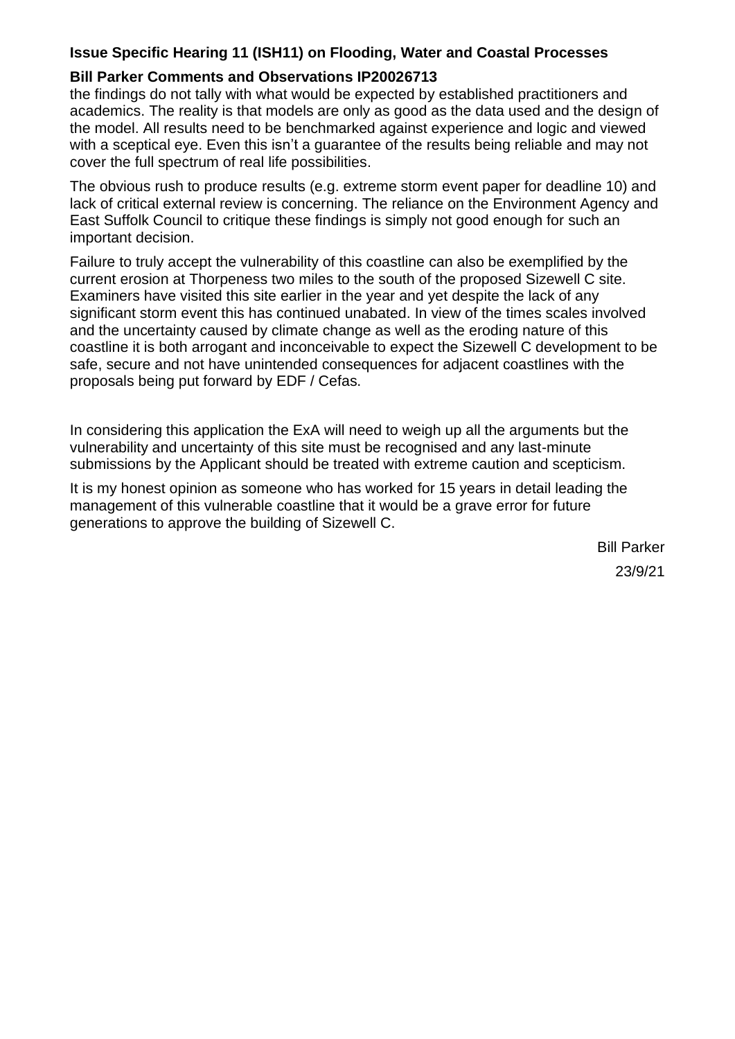**Issue Specific Hearing 11 (ISH11) on Flooding, Water and Coastal Processes**

**Bill Parker Comments and Observations IP20026713**

the findings do not tally with what would be expected by established practitioners and academics. The reality is that models are only as good as the data used and the design of the model. All results need to be benchmarked against experience and logic and viewed with a sceptical eye. Even this isn't a guarantee of the results being reliable and may not cover the full spectrum of real life possibilities.

The obvious rush to produce results (e.g. extreme storm event paper for deadline 10) and lack of critical external review is concerning. The reliance on the Environment Agency and East Suffolk Council to critique these findings is simply not good enough for such an important decision.

Failure to truly accept the vulnerability of this coastline can also be exemplified by the current erosion at Thorpeness two miles to the south of the proposed Sizewell C site. Examiners have visited this site earlier in the year and yet despite the lack of any significant storm event this has continued unabated. In view of the times scales involved and the uncertainty caused by climate change as well as the eroding nature of this coastline it is both arrogant and inconceivable to expect the Sizewell C development to be safe, secure and not have unintended consequences for adjacent coastlines with the proposals being put forward by EDF / Cefas.

In considering this application the ExA will need to weigh up all the arguments but the vulnerability and uncertainty of this site must be recognised and any last-minute submissions by the Applicant should be treated with extreme caution and scepticism.

It is my honest opinion as someone who has worked for 15 years in detail leading the management of this vulnerable coastline that it would be a grave error for future generations to approve the building of Sizewell C.

Bill Parker

23/9/21